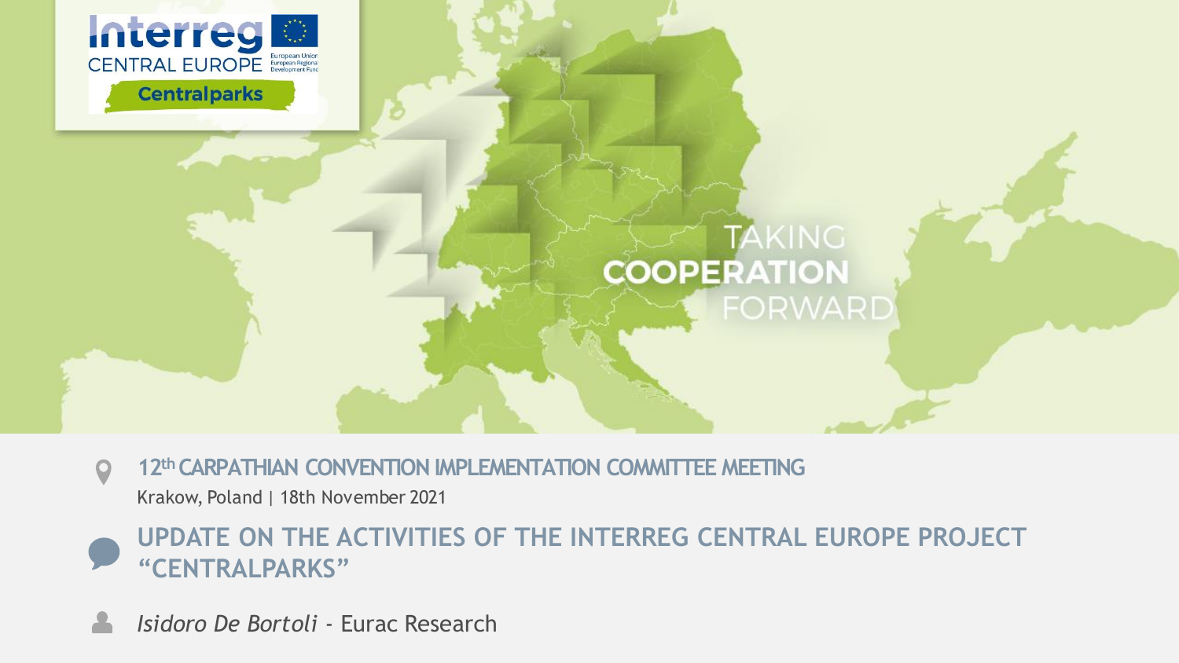Interreg CENTRAL EUROPE

Centralparks

TAKING **COOPERATION** FORWARD

**12th CARPATHIAN CONVENTION IMPLEMENTATION COMMITTEE MEETING**

Krakow, Poland | 18th November 2021

# UPDATE ON THE ACTIVITIES OF THE INTERREG CENTRAL EUROPE PROJECT "CENTRALPARKS"

*Isidoro De Bortoli* - Eurac Research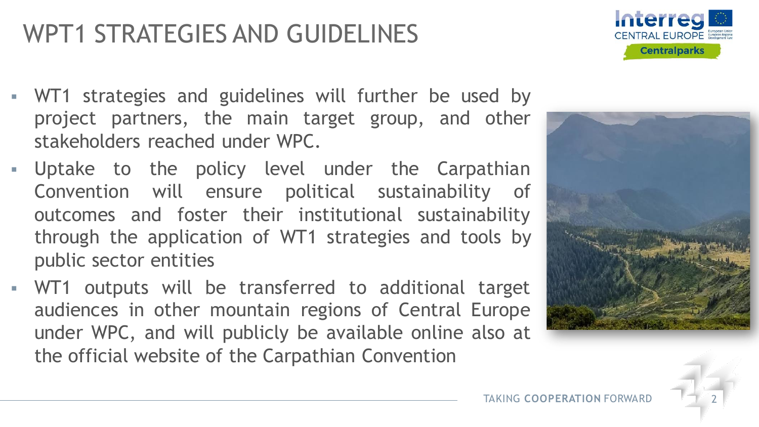# WPT1 STRATEGIES AND GUIDELINES

- WT1 strategies and guidelines will further be used by project partners, the main target group, and other stakeholders reached under WPC.
- Uptake to the policy level under the Carpathian Convention will ensure political sustainability of outcomes and foster their institutional sustainability through the application of WT1 strategies and tools by public sector entities
- WT1 outputs will be transferred to additional target audiences in other mountain regions of Central Europe under WPC, and will publicly be available online also at the official website of the Carpathian Convention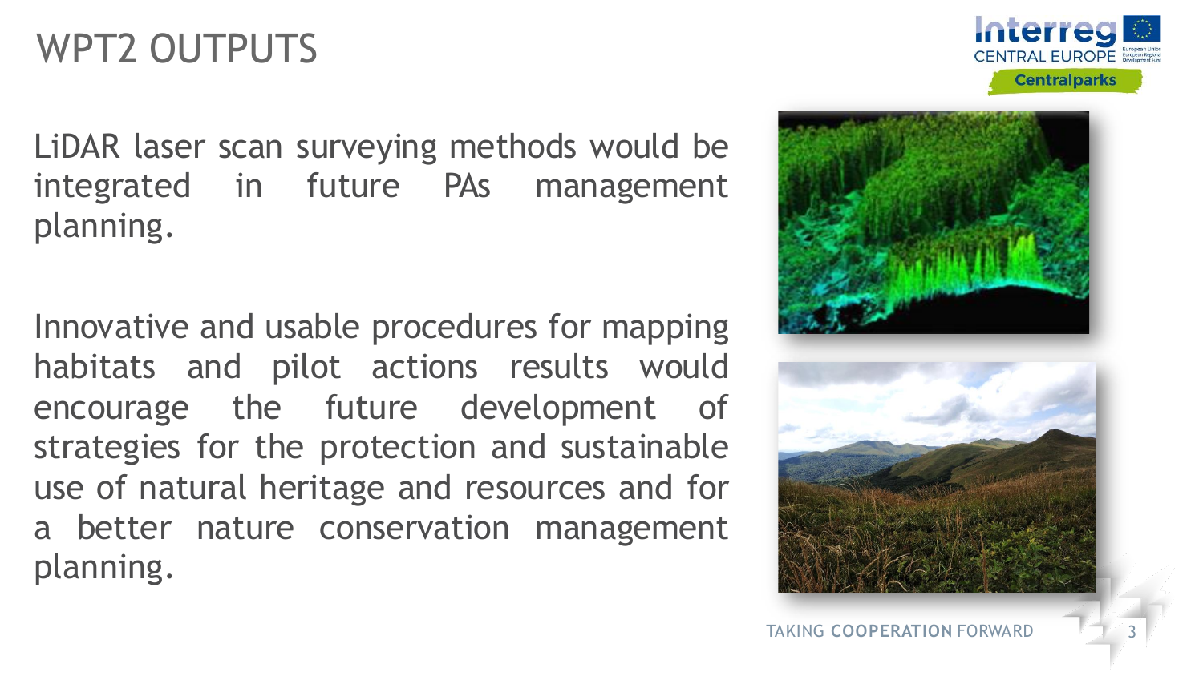# WPT2 OUTPUTS

LiDAR laser scan surveying methods would be integrated in future PAs management planning.

Innovative and usable procedures for mapping habitats and pilot actions results would encourage the future development of strategies for the protection and sustainable use of natural heritage and resources and for a better nature conservation management planning.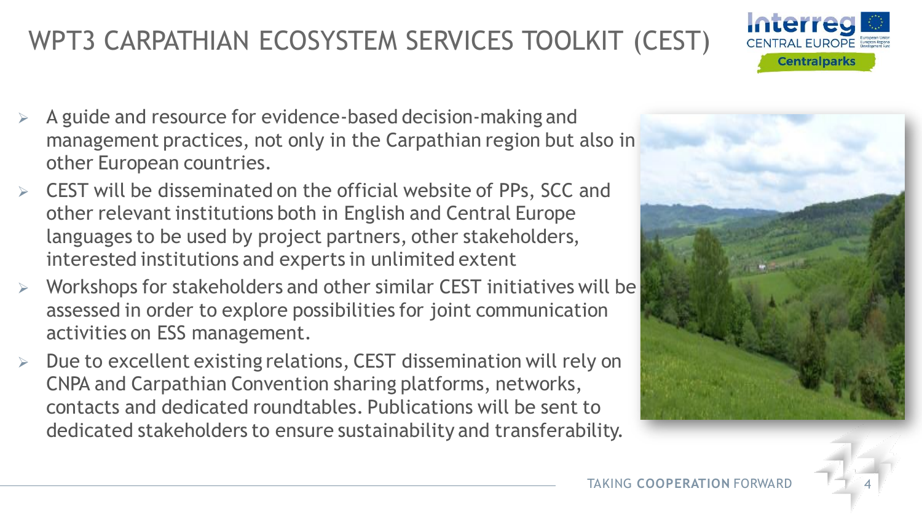# WPT3 CARPATHIAN ECOSYSTEM SERVICES TOOLKIT (CEST)

- A guide and resource for evidence-based decision-making and management practices, not only in the Carpathian region but also in other European countries.
- CEST will be disseminated on the official website of PPs, SCC and other relevant institutions both in English and Central Europe languages to be used by project partners, other stakeholders, interested institutions and experts in unlimited extent
- Workshops for stakeholders and other similar CEST initiatives will be assessed in order to explore possibilities for joint communication activities on ESS management.
- Due to excellent existing relations, CEST dissemination will rely on CNPA and Carpathian Convention sharing platforms, networks, contacts and dedicated roundtables. Publications will be sent to dedicated stakeholders to ensure sustainability and transferability.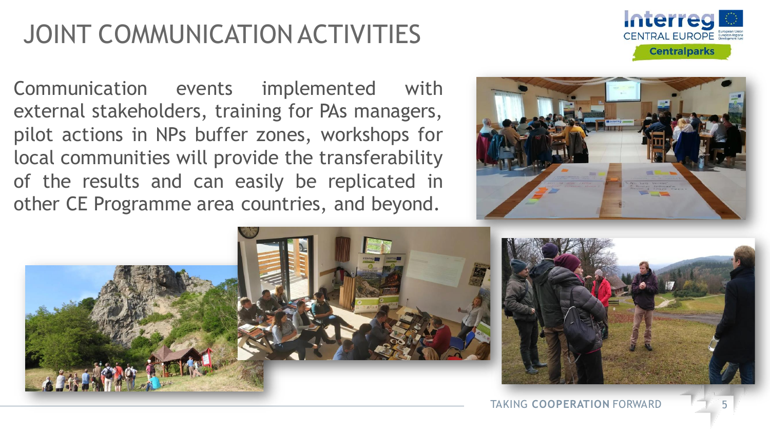# JOINT COMMUNICATION ACTIVITIES

Communication events implemented with external stakeholders, training for PAs managers, pilot actions in NPs buffer zones, workshops for local communities will provide the transferability of the results and can easily be replicated in other CE Programme area countries, and beyond.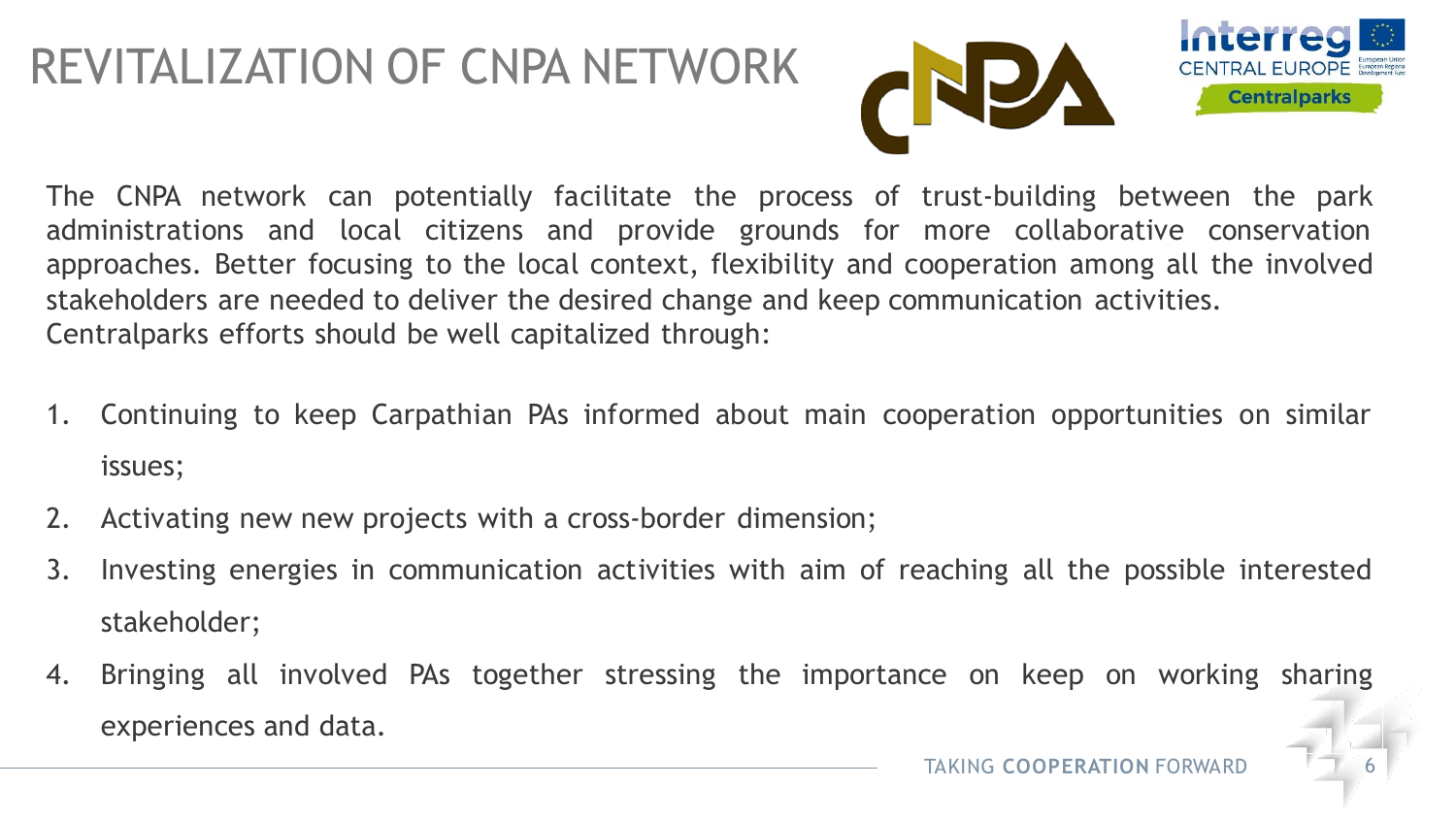# REVITALIZATION OF CNPA NETWORK

The CNPA network can potentially facilitate the process of trust-building between the park administrations and local citizens and provide grounds for more collaborative conservation approaches. Better focusing to the local context, flexibility and cooperation among all the involved stakeholders are needed to deliver the desired change and keep communication activities.
Centralparks efforts should be well capitalized through:

1. Continuing to keep Carpathian PAs informed about main cooperation opportunities on similar issues;
2. Activating new new projects with a cross-border dimension;
3. Investing energies in communication activities with aim of reaching all the possible interested stakeholder;
4. Bringing all involved PAs together stressing the importance on keep on working sharing experiences and data.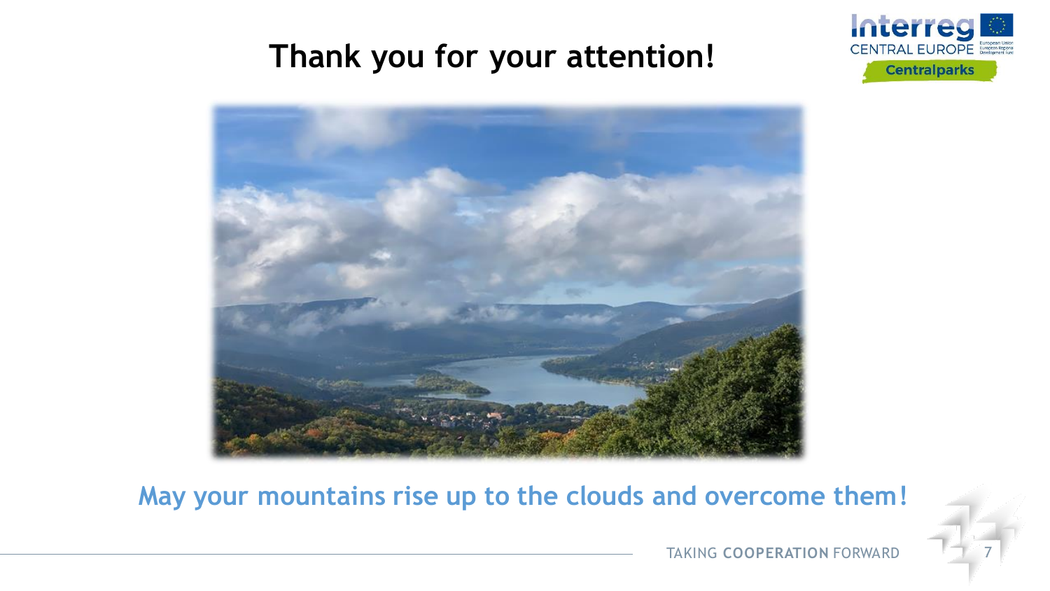# Thank you for your attention!

May your mountains rise up to the clouds and overcome them!